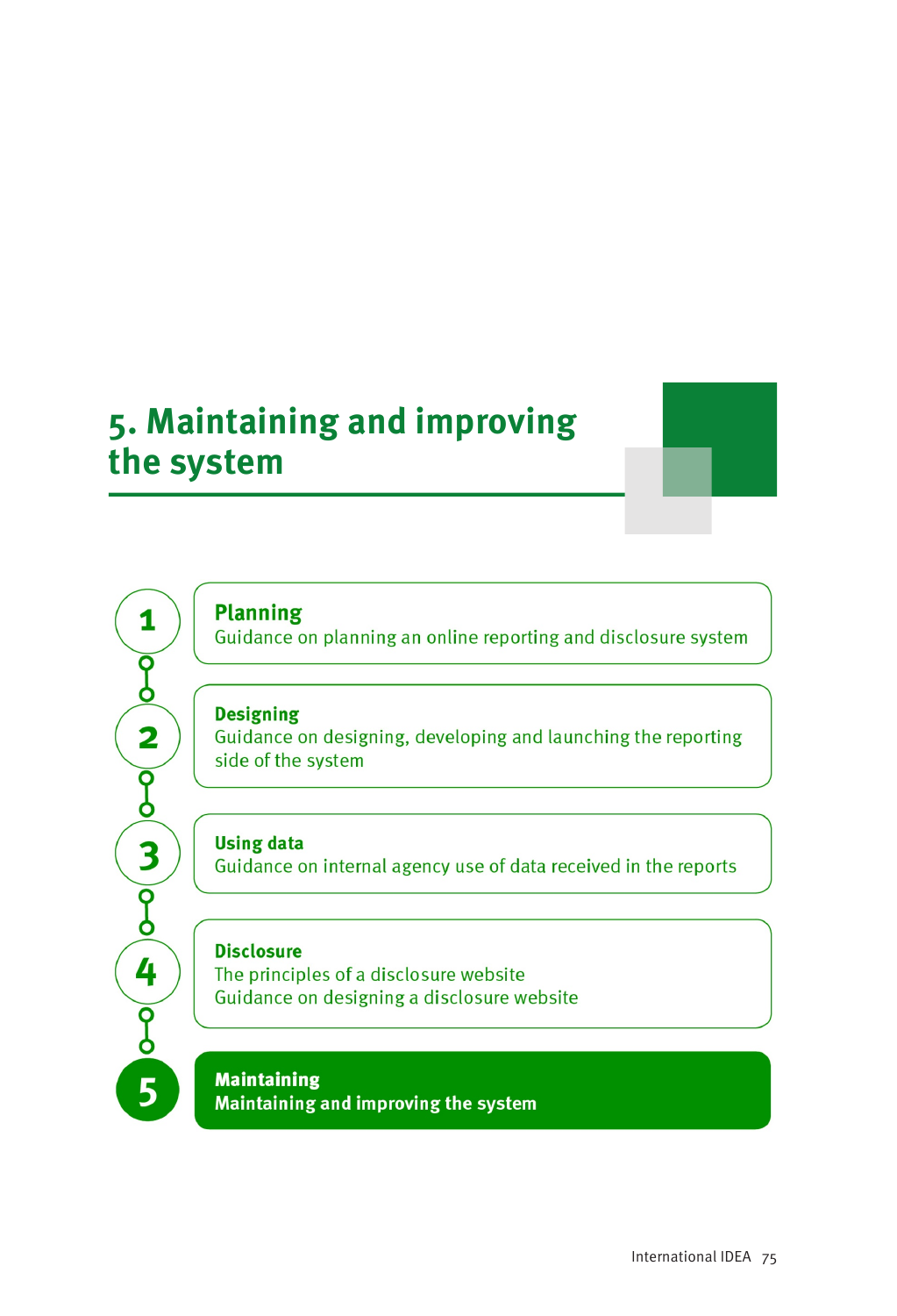# 5. Maintaining and improving the system

1. **Planning**
   Guidance on planning an online reporting and disclosure system

2. **Designing**
   Guidance on designing, developing and launching the reporting side of the system

3. **Using data**
   Guidance on internal agency use of data received in the reports

4. **Disclosure**
   The principles of a disclosure website
   Guidance on designing a disclosure website

5. **Maintaining**
   **Maintaining and improving the system**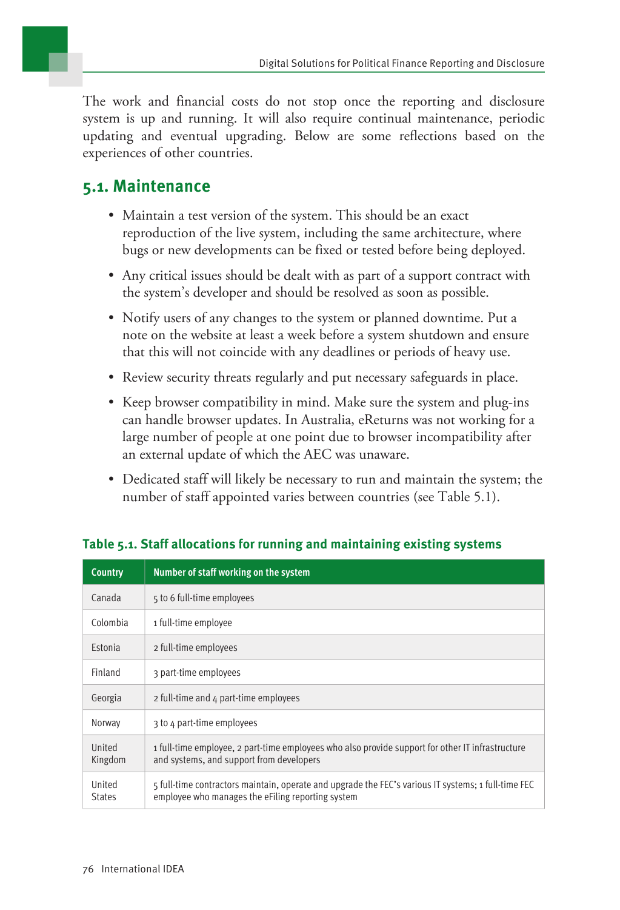The work and financial costs do not stop once the reporting and disclosure system is up and running. It will also require continual maintenance, periodic updating and eventual upgrading. Below are some reflections based on the experiences of other countries.

## 5.1. Maintenance

- Maintain a test version of the system. This should be an exact reproduction of the live system, including the same architecture, where bugs or new developments can be fixed or tested before being deployed.
- Any critical issues should be dealt with as part of a support contract with the system's developer and should be resolved as soon as possible.
- Notify users of any changes to the system or planned downtime. Put a note on the website at least a week before a system shutdown and ensure that this will not coincide with any deadlines or periods of heavy use.
- Review security threats regularly and put necessary safeguards in place.
- Keep browser compatibility in mind. Make sure the system and plug-ins can handle browser updates. In Australia, eReturns was not working for a large number of people at one point due to browser incompatibility after an external update of which the AEC was unaware.
- Dedicated staff will likely be necessary to run and maintain the system; the number of staff appointed varies between countries (see Table 5.1).

### Table 5.1. Staff allocations for running and maintaining existing systems

| Country | Number of staff working on the system |
|---|---|
| Canada | 5 to 6 full-time employees |
| Colombia | 1 full-time employee |
| Estonia | 2 full-time employees |
| Finland | 3 part-time employees |
| Georgia | 2 full-time and 4 part-time employees |
| Norway | 3 to 4 part-time employees |
| United Kingdom | 1 full-time employee, 2 part-time employees who also provide support for other IT infrastructure and systems, and support from developers |
| United States | 5 full-time contractors maintain, operate and upgrade the FEC's various IT systems; 1 full-time FEC employee who manages the eFiling reporting system |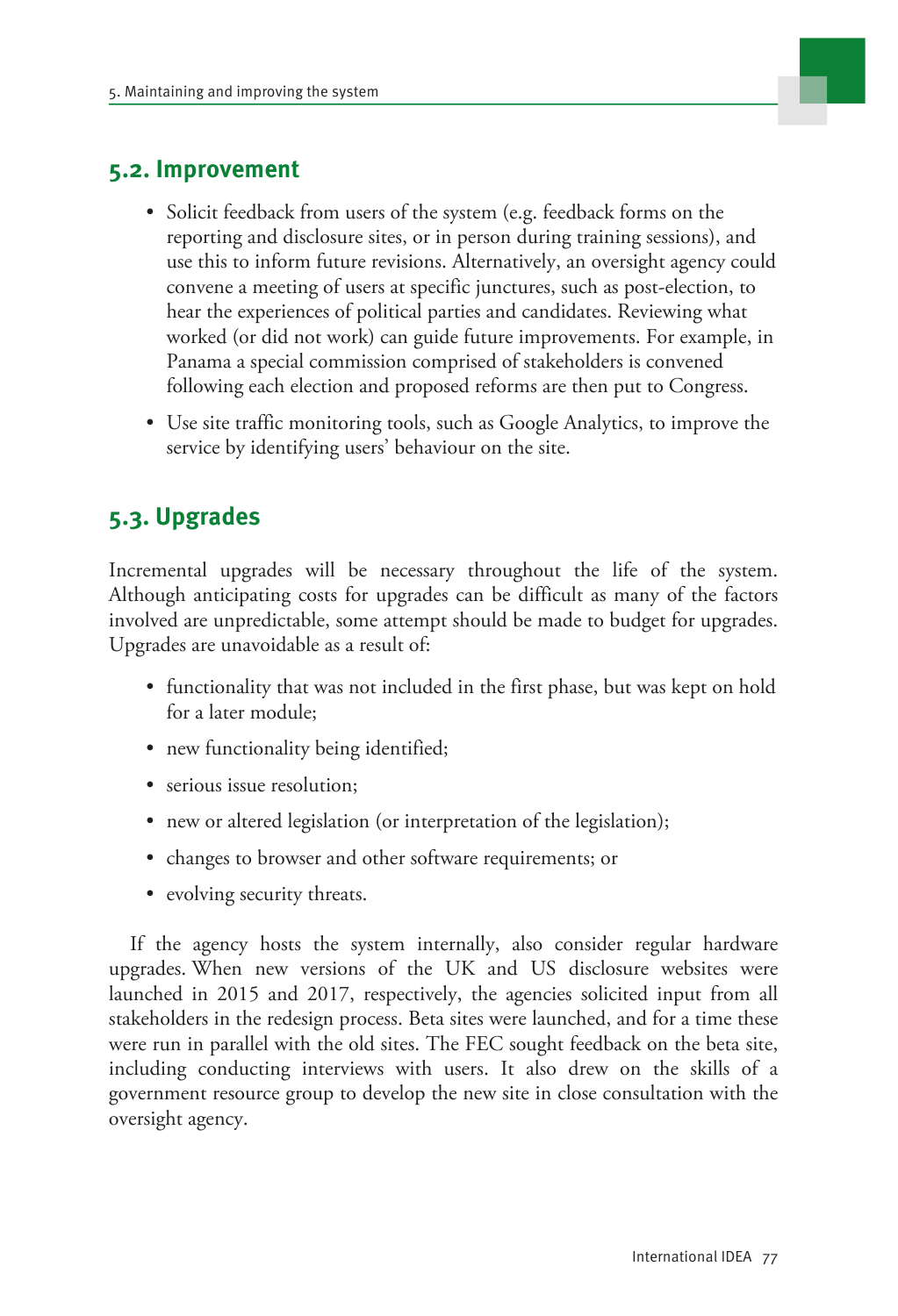## 5.2. Improvement

- Solicit feedback from users of the system (e.g. feedback forms on the reporting and disclosure sites, or in person during training sessions), and use this to inform future revisions. Alternatively, an oversight agency could convene a meeting of users at specific junctures, such as post-election, to hear the experiences of political parties and candidates. Reviewing what worked (or did not work) can guide future improvements. For example, in Panama a special commission comprised of stakeholders is convened following each election and proposed reforms are then put to Congress.
- Use site traffic monitoring tools, such as Google Analytics, to improve the service by identifying users' behaviour on the site.

## 5.3. Upgrades

Incremental upgrades will be necessary throughout the life of the system. Although anticipating costs for upgrades can be difficult as many of the factors involved are unpredictable, some attempt should be made to budget for upgrades. Upgrades are unavoidable as a result of:

- functionality that was not included in the first phase, but was kept on hold for a later module;
- new functionality being identified;
- serious issue resolution;
- new or altered legislation (or interpretation of the legislation);
- changes to browser and other software requirements; or
- evolving security threats.

If the agency hosts the system internally, also consider regular hardware upgrades. When new versions of the UK and US disclosure websites were launched in 2015 and 2017, respectively, the agencies solicited input from all stakeholders in the redesign process. Beta sites were launched, and for a time these were run in parallel with the old sites. The FEC sought feedback on the beta site, including conducting interviews with users. It also drew on the skills of a government resource group to develop the new site in close consultation with the oversight agency.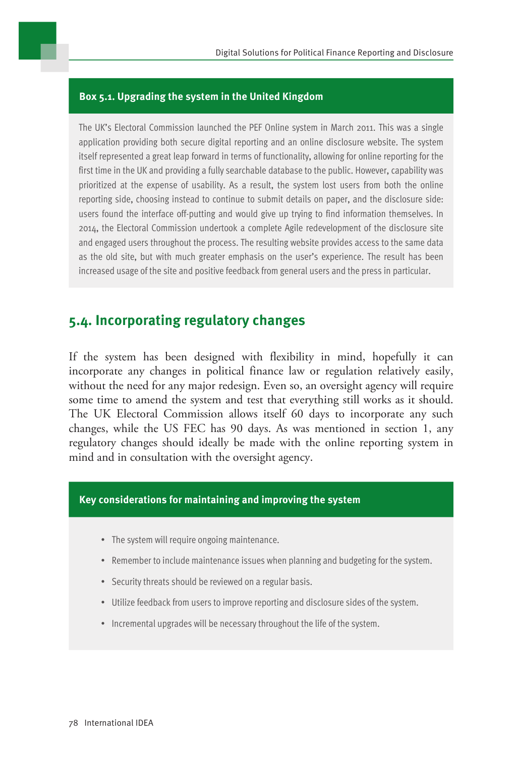**Box 5.1. Upgrading the system in the United Kingdom**

The UK's Electoral Commission launched the PEF Online system in March 2011. This was a single application providing both secure digital reporting and an online disclosure website. The system itself represented a great leap forward in terms of functionality, allowing for online reporting for the first time in the UK and providing a fully searchable database to the public. However, capability was prioritized at the expense of usability. As a result, the system lost users from both the online reporting side, choosing instead to continue to submit details on paper, and the disclosure side: users found the interface off-putting and would give up trying to find information themselves. In 2014, the Electoral Commission undertook a complete Agile redevelopment of the disclosure site and engaged users throughout the process. The resulting website provides access to the same data as the old site, but with much greater emphasis on the user's experience. The result has been increased usage of the site and positive feedback from general users and the press in particular.

## 5.4. Incorporating regulatory changes

If the system has been designed with flexibility in mind, hopefully it can incorporate any changes in political finance law or regulation relatively easily, without the need for any major redesign. Even so, an oversight agency will require some time to amend the system and test that everything still works as it should. The UK Electoral Commission allows itself 60 days to incorporate any such changes, while the US FEC has 90 days. As was mentioned in section 1, any regulatory changes should ideally be made with the online reporting system in mind and in consultation with the oversight agency.

**Key considerations for maintaining and improving the system**

- The system will require ongoing maintenance.
- Remember to include maintenance issues when planning and budgeting for the system.
- Security threats should be reviewed on a regular basis.
- Utilize feedback from users to improve reporting and disclosure sides of the system.
- Incremental upgrades will be necessary throughout the life of the system.